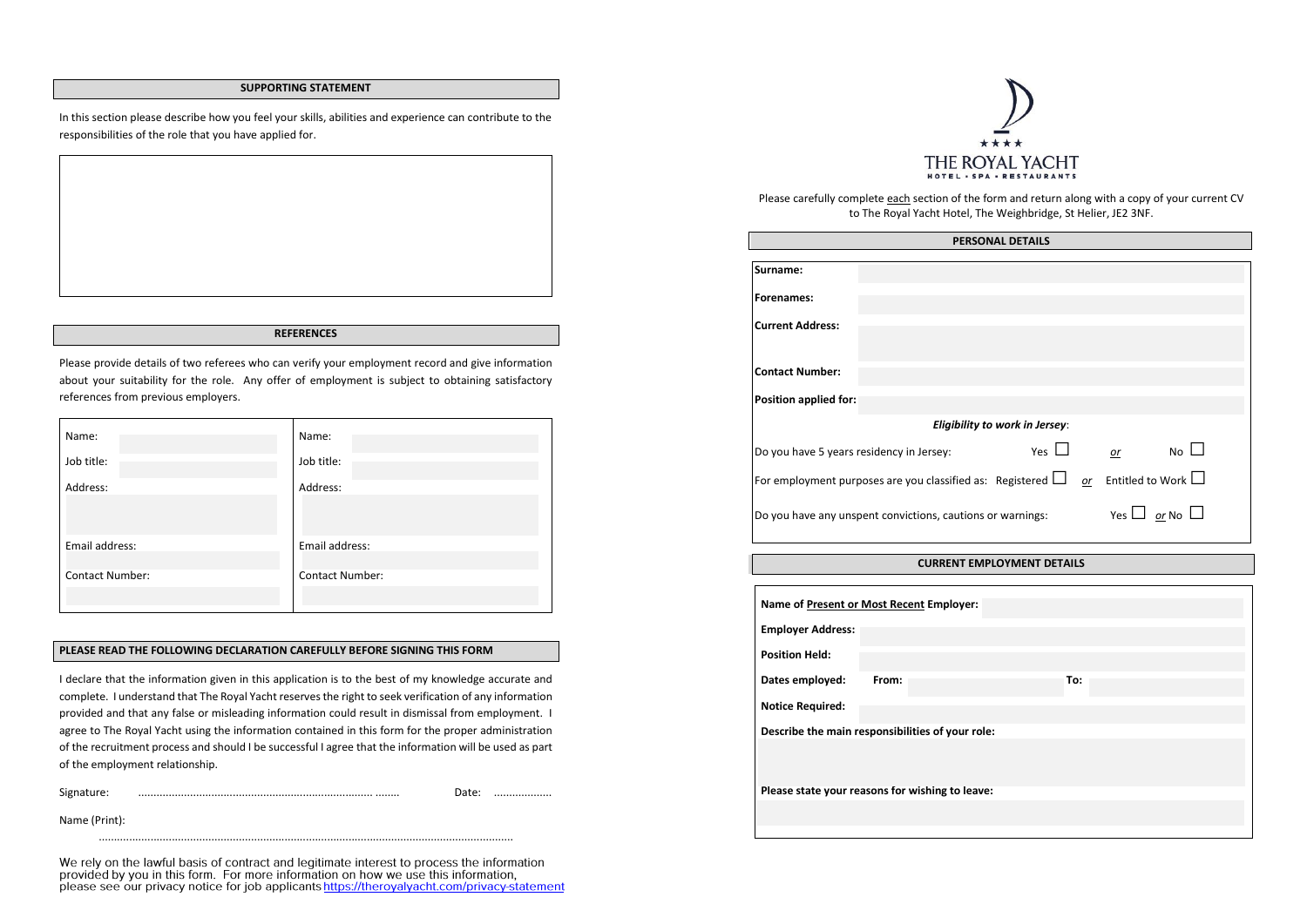**THE ROYAL YACHT**
HOTEL • SPA • RESTAURANTS

Please carefully complete each section of the form and return along with a copy of your current CV to The Royal Yacht Hotel, The Weighbridge, St Helier, JE2 3NF.

## PERSONAL DETAILS

**Surname:**

**Forenames:**

**Current Address:**

**Contact Number:**

**Position applied for:**

***Eligibility to work in Jersey*:**

Do you have 5 years residency in Jersey: Yes ☐ *or* No ☐

For employment purposes are you classified as: Registered ☐ *or* Entitled to Work ☐

Do you have any unspent convictions, cautions or warnings: Yes ☐ *or* No ☐

## CURRENT EMPLOYMENT DETAILS

**Name of Present or Most Recent Employer:**

**Employer Address:**

**Position Held:**

**Dates employed:** **From:** **To:**

**Notice Required:**

**Describe the main responsibilities of your role:**

**Please state your reasons for wishing to leave:**

## SUPPORTING STATEMENT

In this section please describe how you feel your skills, abilities and experience can contribute to the responsibilities of the role that you have applied for.

## REFERENCES

Please provide details of two referees who can verify your employment record and give information about your suitability for the role. Any offer of employment is subject to obtaining satisfactory references from previous employers.

| Referee 1 | Referee 2 |
|---|---|
| Name: | Name: |
| Job title: | Job title: |
| Address: | Address: |
| Email address: | Email address: |
| Contact Number: | Contact Number: |

## PLEASE READ THE FOLLOWING DECLARATION CAREFULLY BEFORE SIGNING THIS FORM

I declare that the information given in this application is to the best of my knowledge accurate and complete. I understand that The Royal Yacht reserves the right to seek verification of any information provided and that any false or misleading information could result in dismissal from employment. I agree to The Royal Yacht using the information contained in this form for the proper administration of the recruitment process and should I be successful I agree that the information will be used as part of the employment relationship.

Signature: ............................................................................. ........ Date: ..................

Name (Print): ..........................................................................................................................................

We rely on the lawful basis of contract and legitimate interest to process the information provided by you in this form. For more information on how we use this information, please see our privacy notice for job applicants https://theroyalyacht.com/privacy-statement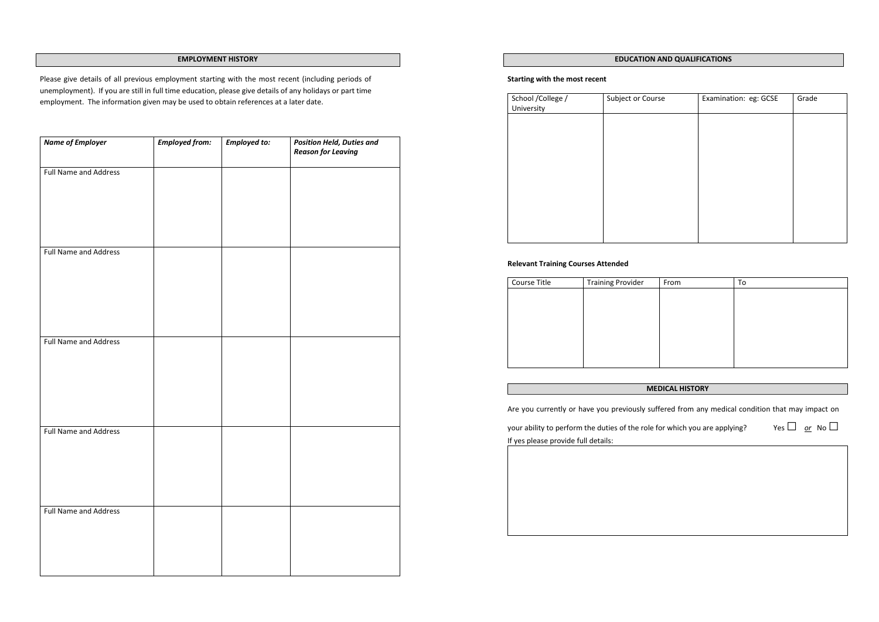## EMPLOYMENT HISTORY

Please give details of all previous employment starting with the most recent (including periods of unemployment). If you are still in full time education, please give details of any holidays or part time employment. The information given may be used to obtain references at a later date.

| ***Name of Employer*** | ***Employed from:*** | ***Employed to:*** | ***Position Held, Duties and Reason for Leaving*** |
|---|---|---|---|
| Full Name and Address | | | |
| Full Name and Address | | | |
| Full Name and Address | | | |
| Full Name and Address | | | |
| Full Name and Address | | | |

## EDUCATION AND QUALIFICATIONS

**Starting with the most recent**

| School /College / University | Subject or Course | Examination: eg: GCSE | Grade |
|---|---|---|---|
| | | | |

**Relevant Training Courses Attended**

| Course Title | Training Provider | From | To |
|---|---|---|---|
| | | | |

## MEDICAL HISTORY

Are you currently or have you previously suffered from any medical condition that may impact on your ability to perform the duties of the role for which you are applying? Yes ☐ *or* No ☐

If yes please provide full details: